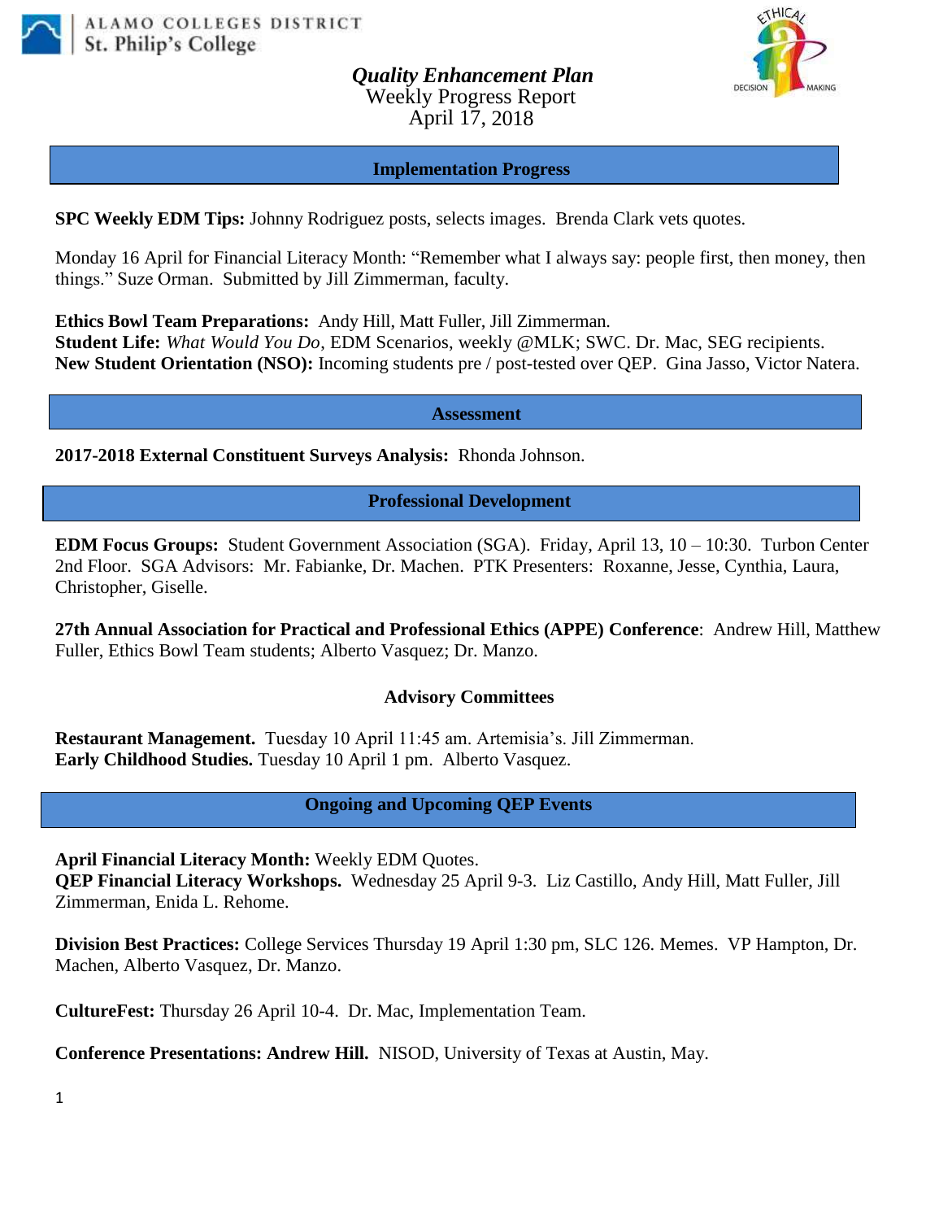ALAMO COLLEGES DISTRICT
St. Philip's College

# *Quality Enhancement Plan*

Weekly Progress Report
April 17, 2018

## Implementation Progress

**SPC Weekly EDM Tips:** Johnny Rodriguez posts, selects images. Brenda Clark vets quotes.

Monday 16 April for Financial Literacy Month: "Remember what I always say: people first, then money, then things." Suze Orman. Submitted by Jill Zimmerman, faculty.

**Ethics Bowl Team Preparations:** Andy Hill, Matt Fuller, Jill Zimmerman.
**Student Life:** *What Would You Do*, EDM Scenarios, weekly @MLK; SWC. Dr. Mac, SEG recipients.
**New Student Orientation (NSO):** Incoming students pre / post-tested over QEP. Gina Jasso, Victor Natera.

## Assessment

**2017-2018 External Constituent Surveys Analysis:** Rhonda Johnson.

## Professional Development

**EDM Focus Groups:** Student Government Association (SGA). Friday, April 13, 10 – 10:30. Turbon Center 2nd Floor. SGA Advisors: Mr. Fabianke, Dr. Machen. PTK Presenters: Roxanne, Jesse, Cynthia, Laura, Christopher, Giselle.

**27th Annual Association for Practical and Professional Ethics (APPE) Conference**: Andrew Hill, Matthew Fuller, Ethics Bowl Team students; Alberto Vasquez; Dr. Manzo.

### Advisory Committees

**Restaurant Management.** Tuesday 10 April 11:45 am. Artemisia's. Jill Zimmerman.
**Early Childhood Studies.** Tuesday 10 April 1 pm. Alberto Vasquez.

## Ongoing and Upcoming QEP Events

**April Financial Literacy Month:** Weekly EDM Quotes.
**QEP Financial Literacy Workshops.** Wednesday 25 April 9-3. Liz Castillo, Andy Hill, Matt Fuller, Jill Zimmerman, Enida L. Rehome.

**Division Best Practices:** College Services Thursday 19 April 1:30 pm, SLC 126. Memes. VP Hampton, Dr. Machen, Alberto Vasquez, Dr. Manzo.

**CultureFest:** Thursday 26 April 10-4. Dr. Mac, Implementation Team.

**Conference Presentations: Andrew Hill.** NISOD, University of Texas at Austin, May.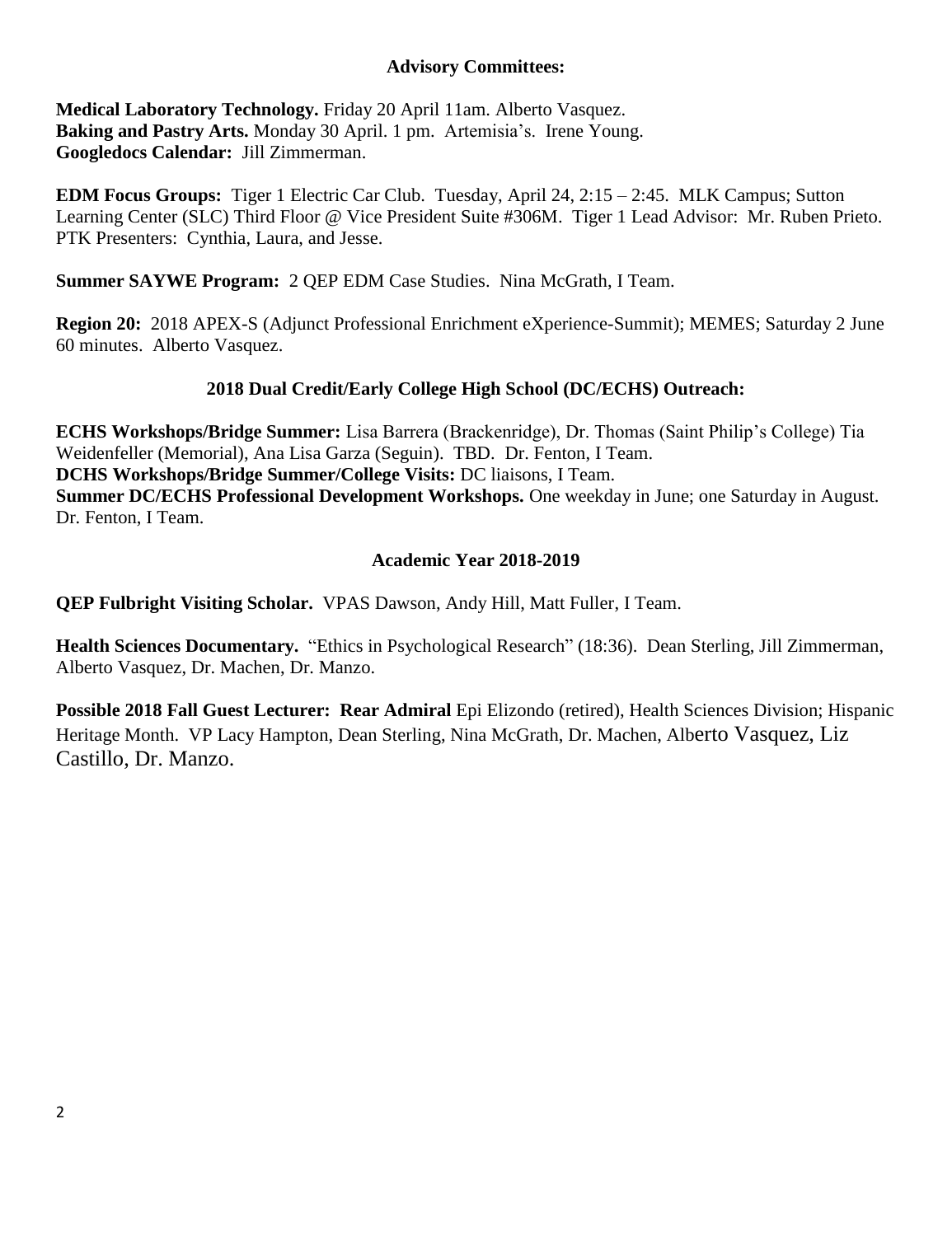### Advisory Committees:

**Medical Laboratory Technology.** Friday 20 April 11am. Alberto Vasquez.
**Baking and Pastry Arts.** Monday 30 April. 1 pm. Artemisia's. Irene Young.
**Googledocs Calendar:** Jill Zimmerman.

**EDM Focus Groups:** Tiger 1 Electric Car Club. Tuesday, April 24, 2:15 – 2:45. MLK Campus; Sutton Learning Center (SLC) Third Floor @ Vice President Suite #306M. Tiger 1 Lead Advisor: Mr. Ruben Prieto. PTK Presenters: Cynthia, Laura, and Jesse.

**Summer SAYWE Program:** 2 QEP EDM Case Studies. Nina McGrath, I Team.

**Region 20:** 2018 APEX-S (Adjunct Professional Enrichment eXperience-Summit); MEMES; Saturday 2 June 60 minutes. Alberto Vasquez.

### 2018 Dual Credit/Early College High School (DC/ECHS) Outreach:

**ECHS Workshops/Bridge Summer:** Lisa Barrera (Brackenridge), Dr. Thomas (Saint Philip's College) Tia Weidenfeller (Memorial), Ana Lisa Garza (Seguin). TBD. Dr. Fenton, I Team.
**DCHS Workshops/Bridge Summer/College Visits:** DC liaisons, I Team.
**Summer DC/ECHS Professional Development Workshops.** One weekday in June; one Saturday in August. Dr. Fenton, I Team.

### Academic Year 2018-2019

**QEP Fulbright Visiting Scholar.** VPAS Dawson, Andy Hill, Matt Fuller, I Team.

**Health Sciences Documentary.** "Ethics in Psychological Research" (18:36). Dean Sterling, Jill Zimmerman, Alberto Vasquez, Dr. Machen, Dr. Manzo.

**Possible 2018 Fall Guest Lecturer: Rear Admiral** Epi Elizondo (retired), Health Sciences Division; Hispanic Heritage Month. VP Lacy Hampton, Dean Sterling, Nina McGrath, Dr. Machen, Alberto Vasquez, Liz Castillo, Dr. Manzo.